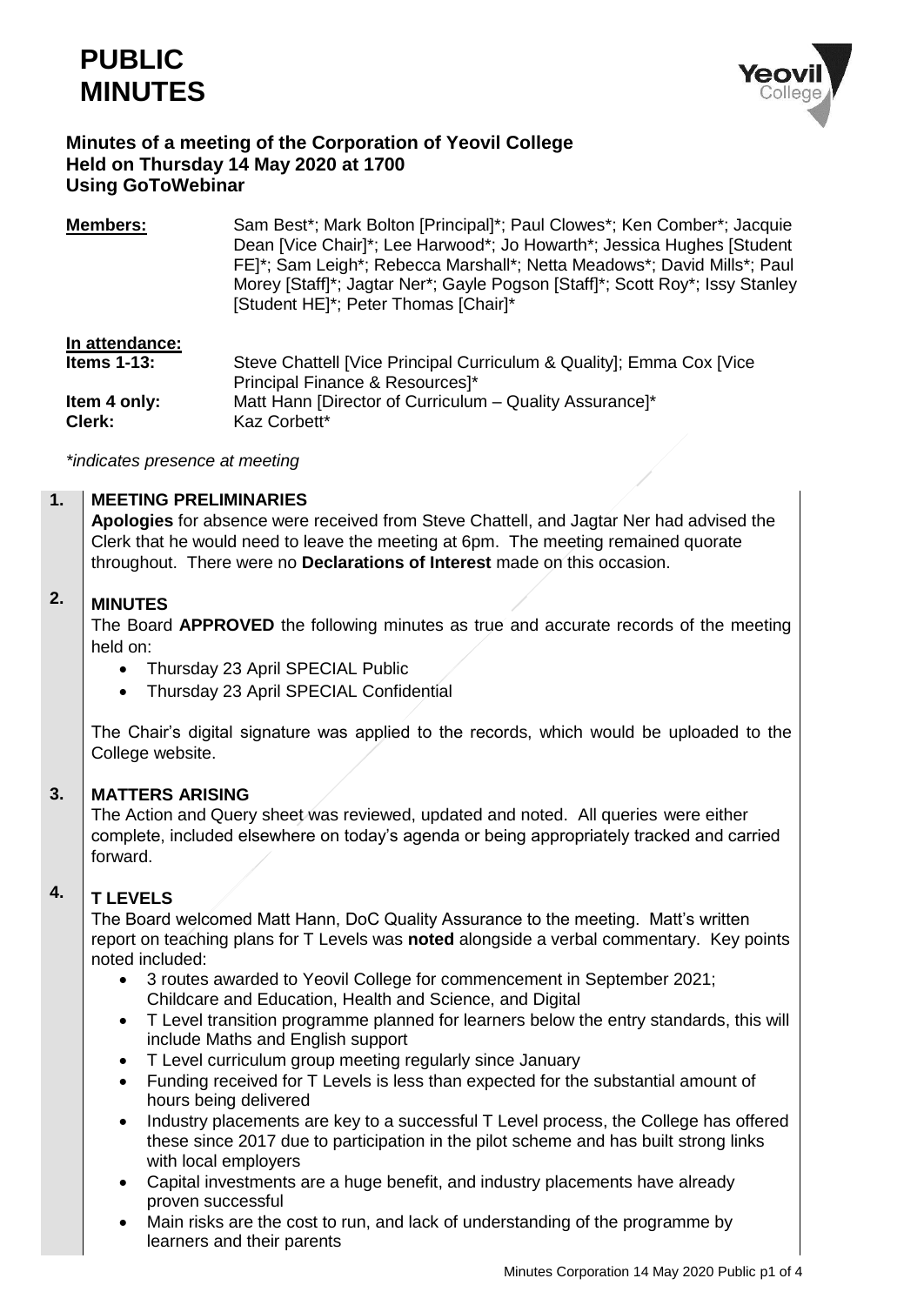# PUBLIC MINUTES

**Minutes of a meeting of the Corporation of Yeovil College**
**Held on Thursday 14 May 2020 at 1700**
**Using GoToWebinar**

| | |
|---|---|
| **Members:** | Sam Best*; Mark Bolton [Principal]*; Paul Clowes*; Ken Comber*; Jacquie Dean [Vice Chair]*; Lee Harwood*; Jo Howarth*; Jessica Hughes [Student FE]*; Sam Leigh*; Rebecca Marshall*; Netta Meadows*; David Mills*; Paul Morey [Staff]*; Jagtar Ner*; Gayle Pogson [Staff]*; Scott Roy*; Issy Stanley [Student HE]*; Peter Thomas [Chair]* |

**In attendance:**

| | |
|---|---|
| **Items 1-13:** | Steve Chattell [Vice Principal Curriculum & Quality]; Emma Cox [Vice Principal Finance & Resources]* |
| **Item 4 only:** | Matt Hann [Director of Curriculum – Quality Assurance]* |
| **Clerk:** | Kaz Corbett* |

*\*indicates presence at meeting*

## 1. MEETING PRELIMINARIES

**Apologies** for absence were received from Steve Chattell, and Jagtar Ner had advised the Clerk that he would need to leave the meeting at 6pm. The meeting remained quorate throughout. There were no **Declarations of Interest** made on this occasion.

## 2. MINUTES

The Board **APPROVED** the following minutes as true and accurate records of the meeting held on:

- Thursday 23 April SPECIAL Public
- Thursday 23 April SPECIAL Confidential

The Chair's digital signature was applied to the records, which would be uploaded to the College website.

## 3. MATTERS ARISING

The Action and Query sheet was reviewed, updated and noted. All queries were either complete, included elsewhere on today's agenda or being appropriately tracked and carried forward.

## 4. T LEVELS

The Board welcomed Matt Hann, DoC Quality Assurance to the meeting. Matt's written report on teaching plans for T Levels was **noted** alongside a verbal commentary. Key points noted included:

- 3 routes awarded to Yeovil College for commencement in September 2021; Childcare and Education, Health and Science, and Digital
- T Level transition programme planned for learners below the entry standards, this will include Maths and English support
- T Level curriculum group meeting regularly since January
- Funding received for T Levels is less than expected for the substantial amount of hours being delivered
- Industry placements are key to a successful T Level process, the College has offered these since 2017 due to participation in the pilot scheme and has built strong links with local employers
- Capital investments are a huge benefit, and industry placements have already proven successful
- Main risks are the cost to run, and lack of understanding of the programme by learners and their parents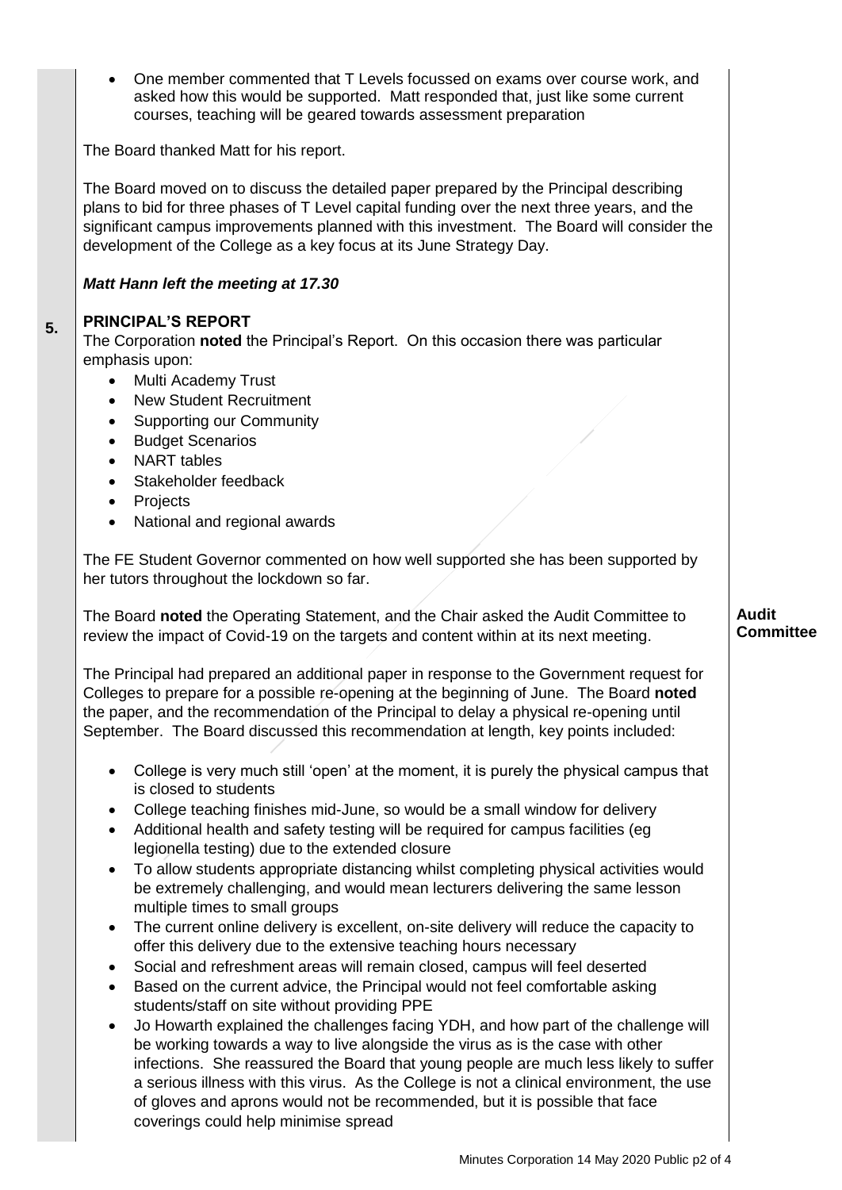- One member commented that T Levels focussed on exams over course work, and asked how this would be supported. Matt responded that, just like some current courses, teaching will be geared towards assessment preparation

The Board thanked Matt for his report.

The Board moved on to discuss the detailed paper prepared by the Principal describing plans to bid for three phases of T Level capital funding over the next three years, and the significant campus improvements planned with this investment. The Board will consider the development of the College as a key focus at its June Strategy Day.

***Matt Hann left the meeting at 17.30***

**5. PRINCIPAL'S REPORT**

The Corporation **noted** the Principal's Report. On this occasion there was particular emphasis upon:

- Multi Academy Trust
- New Student Recruitment
- Supporting our Community
- Budget Scenarios
- NART tables
- Stakeholder feedback
- Projects
- National and regional awards

The FE Student Governor commented on how well supported she has been supported by her tutors throughout the lockdown so far.

The Board **noted** the Operating Statement, and the Chair asked the Audit Committee to review the impact of Covid-19 on the targets and content within at its next meeting. **Audit Committee**

The Principal had prepared an additional paper in response to the Government request for Colleges to prepare for a possible re-opening at the beginning of June. The Board **noted** the paper, and the recommendation of the Principal to delay a physical re-opening until September. The Board discussed this recommendation at length, key points included:

- College is very much still 'open' at the moment, it is purely the physical campus that is closed to students
- College teaching finishes mid-June, so would be a small window for delivery
- Additional health and safety testing will be required for campus facilities (eg legionella testing) due to the extended closure
- To allow students appropriate distancing whilst completing physical activities would be extremely challenging, and would mean lecturers delivering the same lesson multiple times to small groups
- The current online delivery is excellent, on-site delivery will reduce the capacity to offer this delivery due to the extensive teaching hours necessary
- Social and refreshment areas will remain closed, campus will feel deserted
- Based on the current advice, the Principal would not feel comfortable asking students/staff on site without providing PPE
- Jo Howarth explained the challenges facing YDH, and how part of the challenge will be working towards a way to live alongside the virus as is the case with other infections. She reassured the Board that young people are much less likely to suffer a serious illness with this virus. As the College is not a clinical environment, the use of gloves and aprons would not be recommended, but it is possible that face coverings could help minimise spread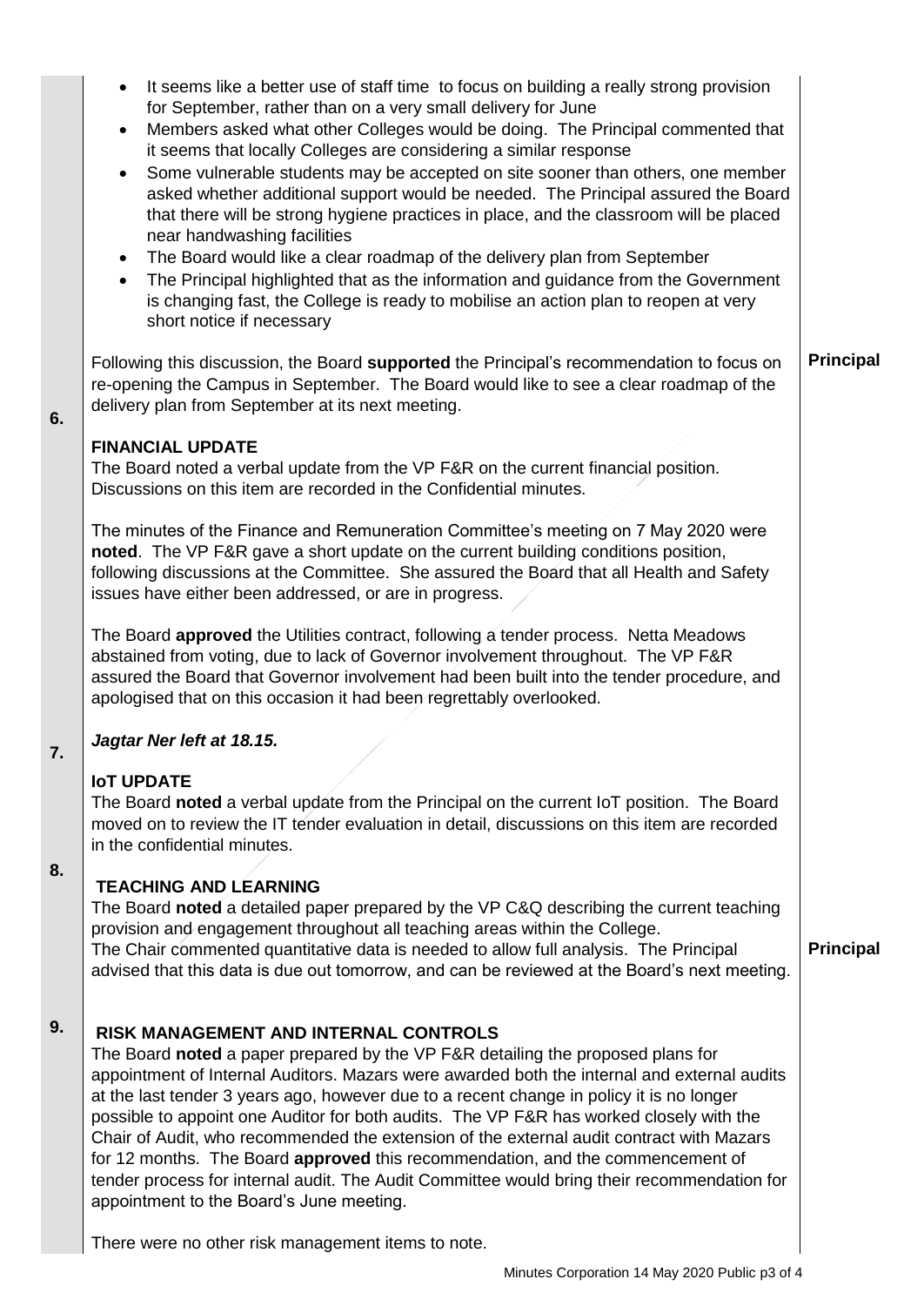- It seems like a better use of staff time to focus on building a really strong provision for September, rather than on a very small delivery for June
- Members asked what other Colleges would be doing. The Principal commented that it seems that locally Colleges are considering a similar response
- Some vulnerable students may be accepted on site sooner than others, one member asked whether additional support would be needed. The Principal assured the Board that there will be strong hygiene practices in place, and the classroom will be placed near handwashing facilities
- The Board would like a clear roadmap of the delivery plan from September
- The Principal highlighted that as the information and guidance from the Government is changing fast, the College is ready to mobilise an action plan to reopen at very short notice if necessary

Following this discussion, the Board **supported** the Principal's recommendation to focus on re-opening the Campus in September. The Board would like to see a clear roadmap of the delivery plan from September at its next meeting. **Principal**

**6. FINANCIAL UPDATE**

The Board noted a verbal update from the VP F&R on the current financial position. Discussions on this item are recorded in the Confidential minutes.

The minutes of the Finance and Remuneration Committee's meeting on 7 May 2020 were **noted**. The VP F&R gave a short update on the current building conditions position, following discussions at the Committee. She assured the Board that all Health and Safety issues have either been addressed, or are in progress.

The Board **approved** the Utilities contract, following a tender process. Netta Meadows abstained from voting, due to lack of Governor involvement throughout. The VP F&R assured the Board that Governor involvement had been built into the tender procedure, and apologised that on this occasion it had been regrettably overlooked.

***Jagtar Ner left at 18.15.***

**7. IoT UPDATE**

The Board **noted** a verbal update from the Principal on the current IoT position. The Board moved on to review the IT tender evaluation in detail, discussions on this item are recorded in the confidential minutes.

**8. TEACHING AND LEARNING**

The Board **noted** a detailed paper prepared by the VP C&Q describing the current teaching provision and engagement throughout all teaching areas within the College.
The Chair commented quantitative data is needed to allow full analysis. The Principal advised that this data is due out tomorrow, and can be reviewed at the Board's next meeting. **Principal**

**9. RISK MANAGEMENT AND INTERNAL CONTROLS**

The Board **noted** a paper prepared by the VP F&R detailing the proposed plans for appointment of Internal Auditors. Mazars were awarded both the internal and external audits at the last tender 3 years ago, however due to a recent change in policy it is no longer possible to appoint one Auditor for both audits. The VP F&R has worked closely with the Chair of Audit, who recommended the extension of the external audit contract with Mazars for 12 months. The Board **approved** this recommendation, and the commencement of tender process for internal audit. The Audit Committee would bring their recommendation for appointment to the Board's June meeting.

There were no other risk management items to note.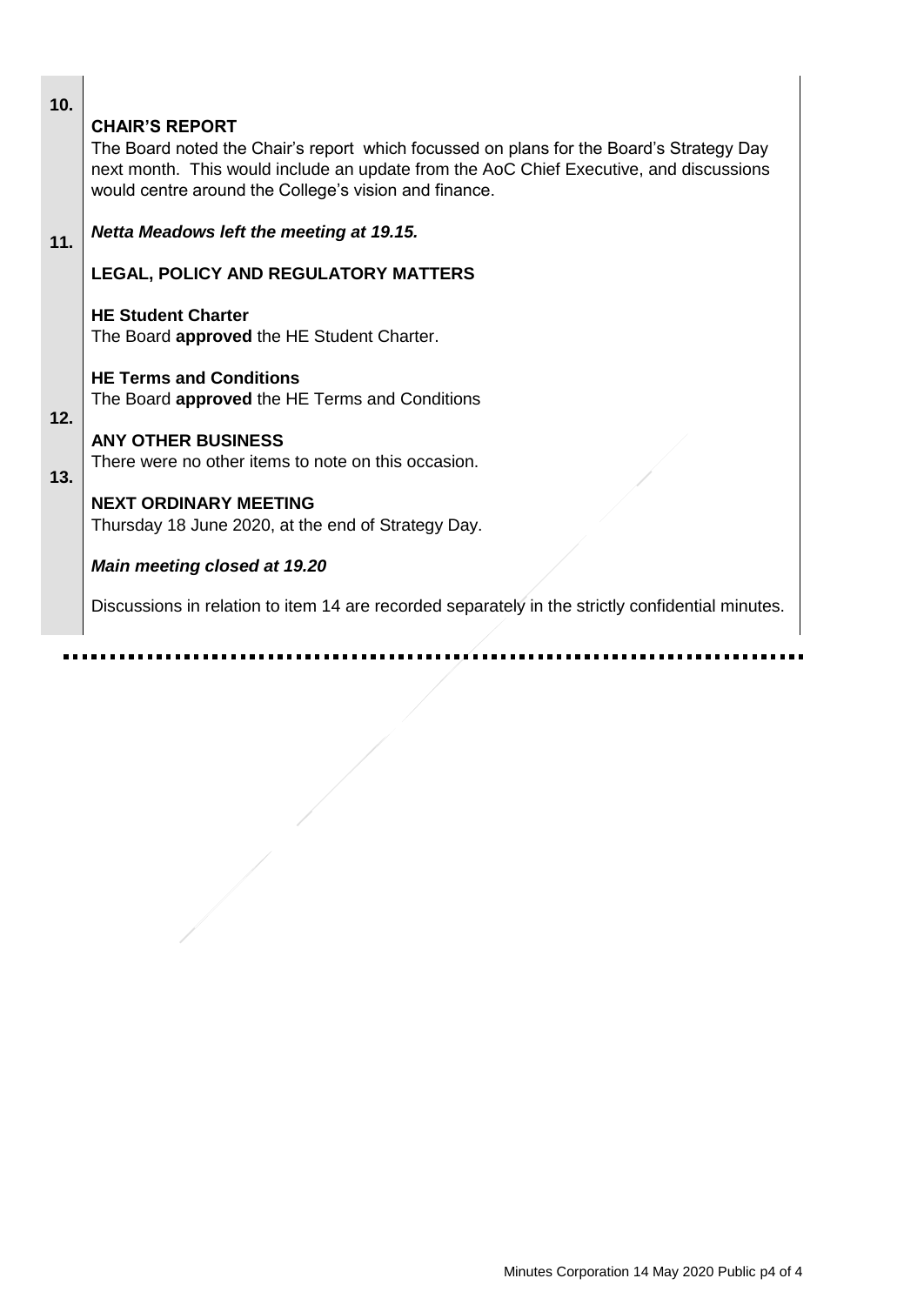**10.** **CHAIR'S REPORT**

The Board noted the Chair's report which focussed on plans for the Board's Strategy Day next month. This would include an update from the AoC Chief Executive, and discussions would centre around the College's vision and finance.

***Netta Meadows left the meeting at 19.15.***

**11.** **LEGAL, POLICY AND REGULATORY MATTERS**

**HE Student Charter**
The Board **approved** the HE Student Charter.

**HE Terms and Conditions**
The Board **approved** the HE Terms and Conditions

**12.** **ANY OTHER BUSINESS**

There were no other items to note on this occasion.

**13.** **NEXT ORDINARY MEETING**

Thursday 18 June 2020, at the end of Strategy Day.

***Main meeting closed at 19.20***

Discussions in relation to item 14 are recorded separately in the strictly confidential minutes.